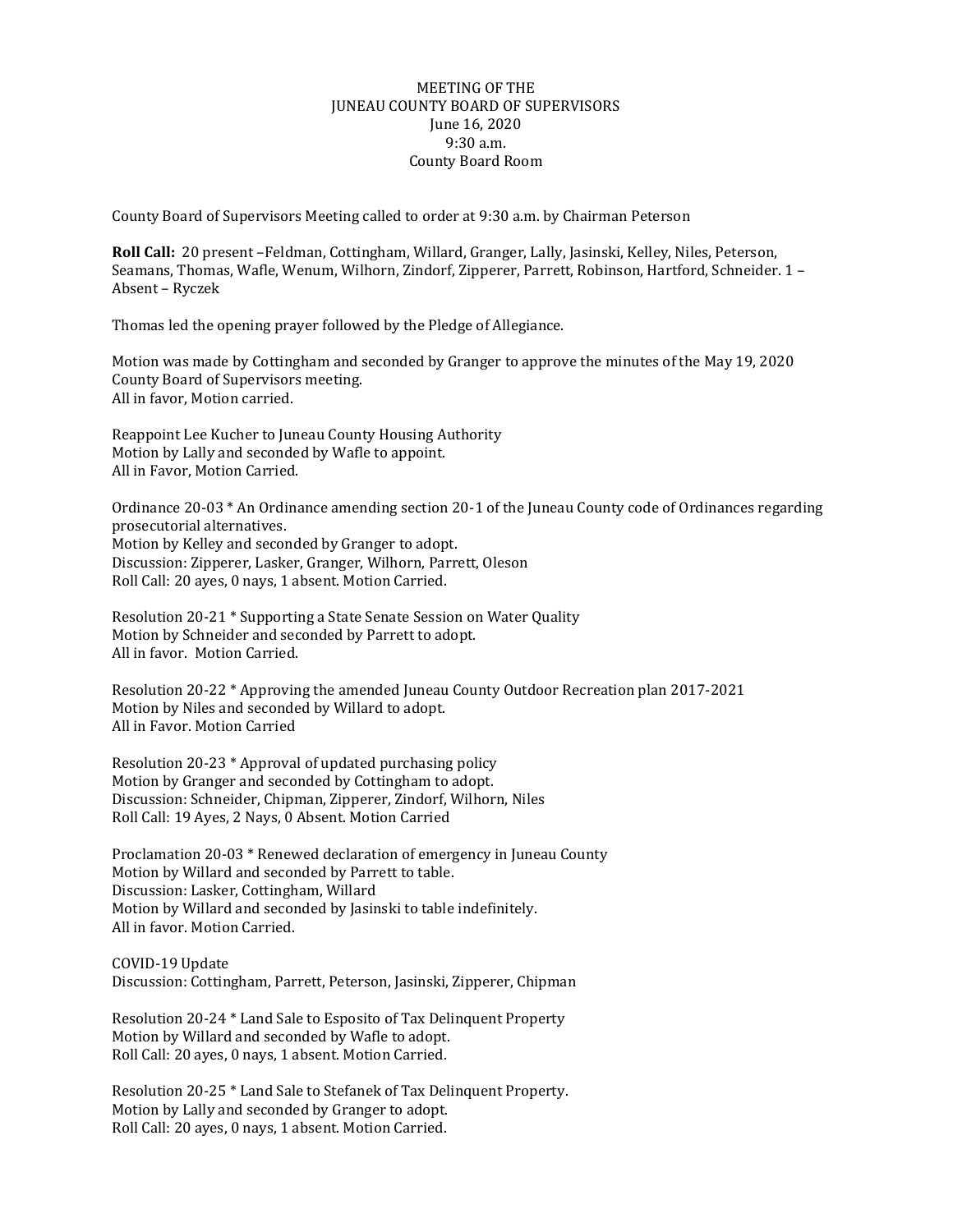MEETING OF THE
JUNEAU COUNTY BOARD OF SUPERVISORS
June 16, 2020
9:30 a.m.
County Board Room

County Board of Supervisors Meeting called to order at 9:30 a.m. by Chairman Peterson

**Roll Call:** 20 present –Feldman, Cottingham, Willard, Granger, Lally, Jasinski, Kelley, Niles, Peterson, Seamans, Thomas, Wafle, Wenum, Wilhorn, Zindorf, Zipperer, Parrett, Robinson, Hartford, Schneider. 1 – Absent – Ryczek

Thomas led the opening prayer followed by the Pledge of Allegiance.

Motion was made by Cottingham and seconded by Granger to approve the minutes of the May 19, 2020 County Board of Supervisors meeting.
All in favor, Motion carried.

Reappoint Lee Kucher to Juneau County Housing Authority
Motion by Lally and seconded by Wafle to appoint.
All in Favor, Motion Carried.

Ordinance 20-03 * An Ordinance amending section 20-1 of the Juneau County code of Ordinances regarding prosecutorial alternatives.
Motion by Kelley and seconded by Granger to adopt.
Discussion: Zipperer, Lasker, Granger, Wilhorn, Parrett, Oleson
Roll Call: 20 ayes, 0 nays, 1 absent. Motion Carried.

Resolution 20-21 * Supporting a State Senate Session on Water Quality
Motion by Schneider and seconded by Parrett to adopt.
All in favor. Motion Carried.

Resolution 20-22 * Approving the amended Juneau County Outdoor Recreation plan 2017-2021
Motion by Niles and seconded by Willard to adopt.
All in Favor. Motion Carried

Resolution 20-23 * Approval of updated purchasing policy
Motion by Granger and seconded by Cottingham to adopt.
Discussion: Schneider, Chipman, Zipperer, Zindorf, Wilhorn, Niles
Roll Call: 19 Ayes, 2 Nays, 0 Absent. Motion Carried

Proclamation 20-03 * Renewed declaration of emergency in Juneau County
Motion by Willard and seconded by Parrett to table.
Discussion: Lasker, Cottingham, Willard
Motion by Willard and seconded by Jasinski to table indefinitely.
All in favor. Motion Carried.

COVID-19 Update
Discussion: Cottingham, Parrett, Peterson, Jasinski, Zipperer, Chipman

Resolution 20-24 * Land Sale to Esposito of Tax Delinquent Property
Motion by Willard and seconded by Wafle to adopt.
Roll Call: 20 ayes, 0 nays, 1 absent. Motion Carried.

Resolution 20-25 * Land Sale to Stefanek of Tax Delinquent Property.
Motion by Lally and seconded by Granger to adopt.
Roll Call: 20 ayes, 0 nays, 1 absent. Motion Carried.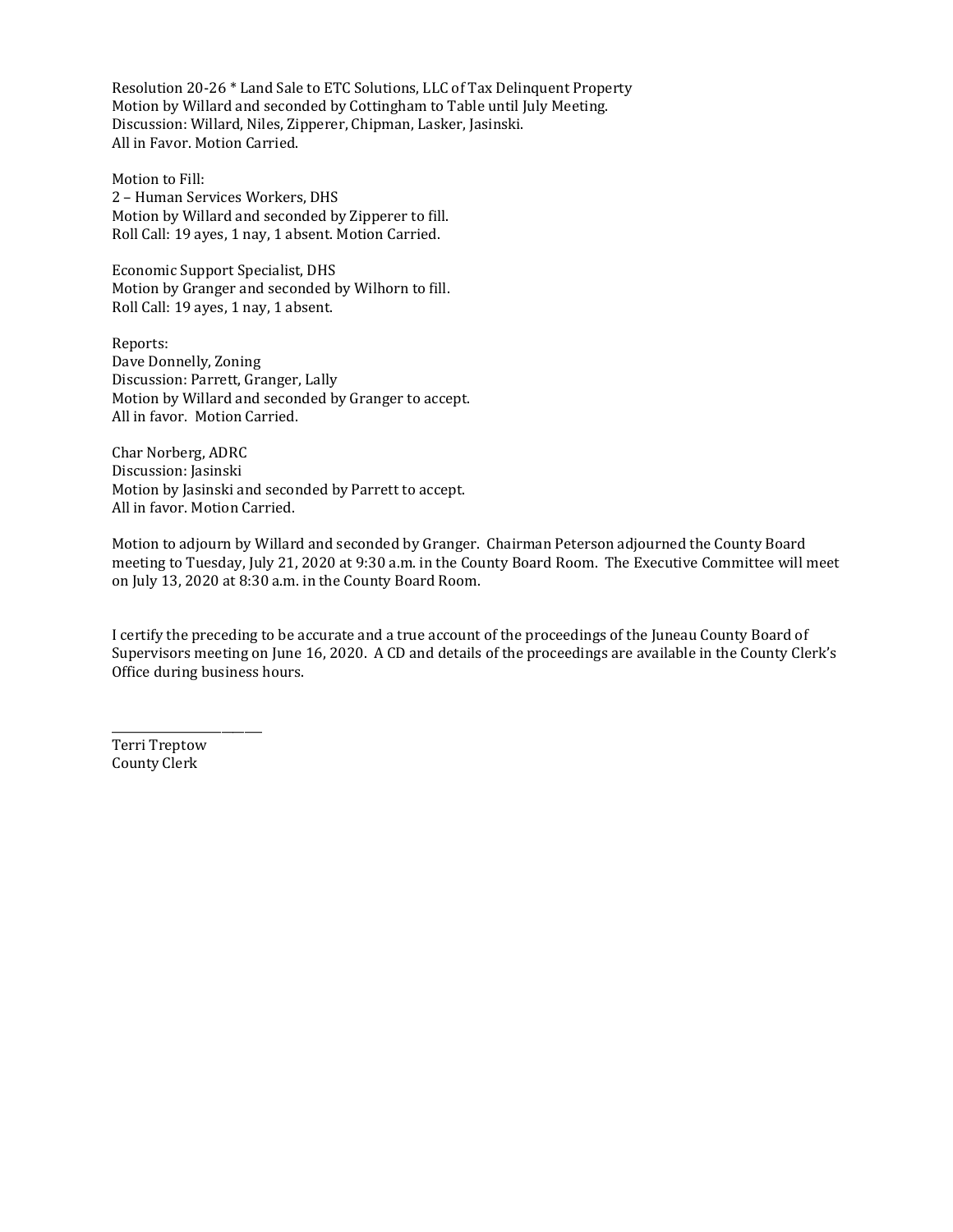Resolution 20-26 * Land Sale to ETC Solutions, LLC of Tax Delinquent Property
Motion by Willard and seconded by Cottingham to Table until July Meeting.
Discussion: Willard, Niles, Zipperer, Chipman, Lasker, Jasinski.
All in Favor. Motion Carried.

Motion to Fill:
2 – Human Services Workers, DHS
Motion by Willard and seconded by Zipperer to fill.
Roll Call: 19 ayes, 1 nay, 1 absent. Motion Carried.

Economic Support Specialist, DHS
Motion by Granger and seconded by Wilhorn to fill.
Roll Call: 19 ayes, 1 nay, 1 absent.

Reports:
Dave Donnelly, Zoning
Discussion: Parrett, Granger, Lally
Motion by Willard and seconded by Granger to accept.
All in favor. Motion Carried.

Char Norberg, ADRC
Discussion: Jasinski
Motion by Jasinski and seconded by Parrett to accept.
All in favor. Motion Carried.

Motion to adjourn by Willard and seconded by Granger. Chairman Peterson adjourned the County Board meeting to Tuesday, July 21, 2020 at 9:30 a.m. in the County Board Room. The Executive Committee will meet on July 13, 2020 at 8:30 a.m. in the County Board Room.

I certify the preceding to be accurate and a true account of the proceedings of the Juneau County Board of Supervisors meeting on June 16, 2020. A CD and details of the proceedings are available in the County Clerk's Office during business hours.

________________________

Terri Treptow
County Clerk